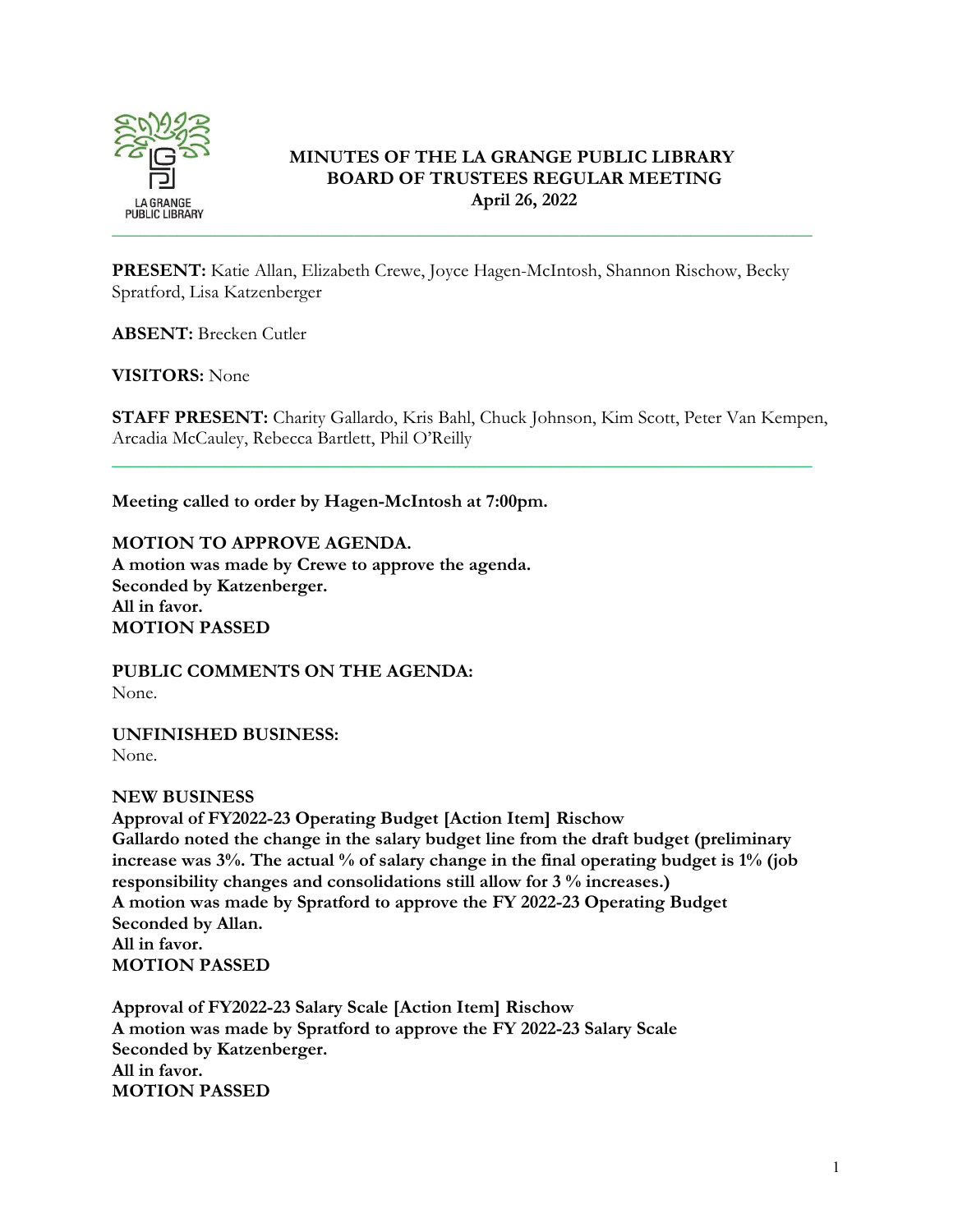# MINUTES OF THE LA GRANGE PUBLIC LIBRARY BOARD OF TRUSTEES REGULAR MEETING
## April 26, 2022

---

**PRESENT:** Katie Allan, Elizabeth Crewe, Joyce Hagen-McIntosh, Shannon Rischow, Becky Spratford, Lisa Katzenberger

**ABSENT:** Brecken Cutler

**VISITORS:** None

**STAFF PRESENT:** Charity Gallardo, Kris Bahl, Chuck Johnson, Kim Scott, Peter Van Kempen, Arcadia McCauley, Rebecca Bartlett, Phil O'Reilly

---

**Meeting called to order by Hagen-McIntosh at 7:00pm.**

**MOTION TO APPROVE AGENDA.**
**A motion was made by Crewe to approve the agenda.**
**Seconded by Katzenberger.**
**All in favor.**
**MOTION PASSED**

**PUBLIC COMMENTS ON THE AGENDA:**
None.

**UNFINISHED BUSINESS:**
None.

**NEW BUSINESS**
**Approval of FY2022-23 Operating Budget [Action Item] Rischow**
**Gallardo noted the change in the salary budget line from the draft budget (preliminary increase was 3%. The actual % of salary change in the final operating budget is 1% (job responsibility changes and consolidations still allow for 3 % increases.)**
**A motion was made by Spratford to approve the FY 2022-23 Operating Budget**
**Seconded by Allan.**
**All in favor.**
**MOTION PASSED**

**Approval of FY2022-23 Salary Scale [Action Item] Rischow**
**A motion was made by Spratford to approve the FY 2022-23 Salary Scale**
**Seconded by Katzenberger.**
**All in favor.**
**MOTION PASSED**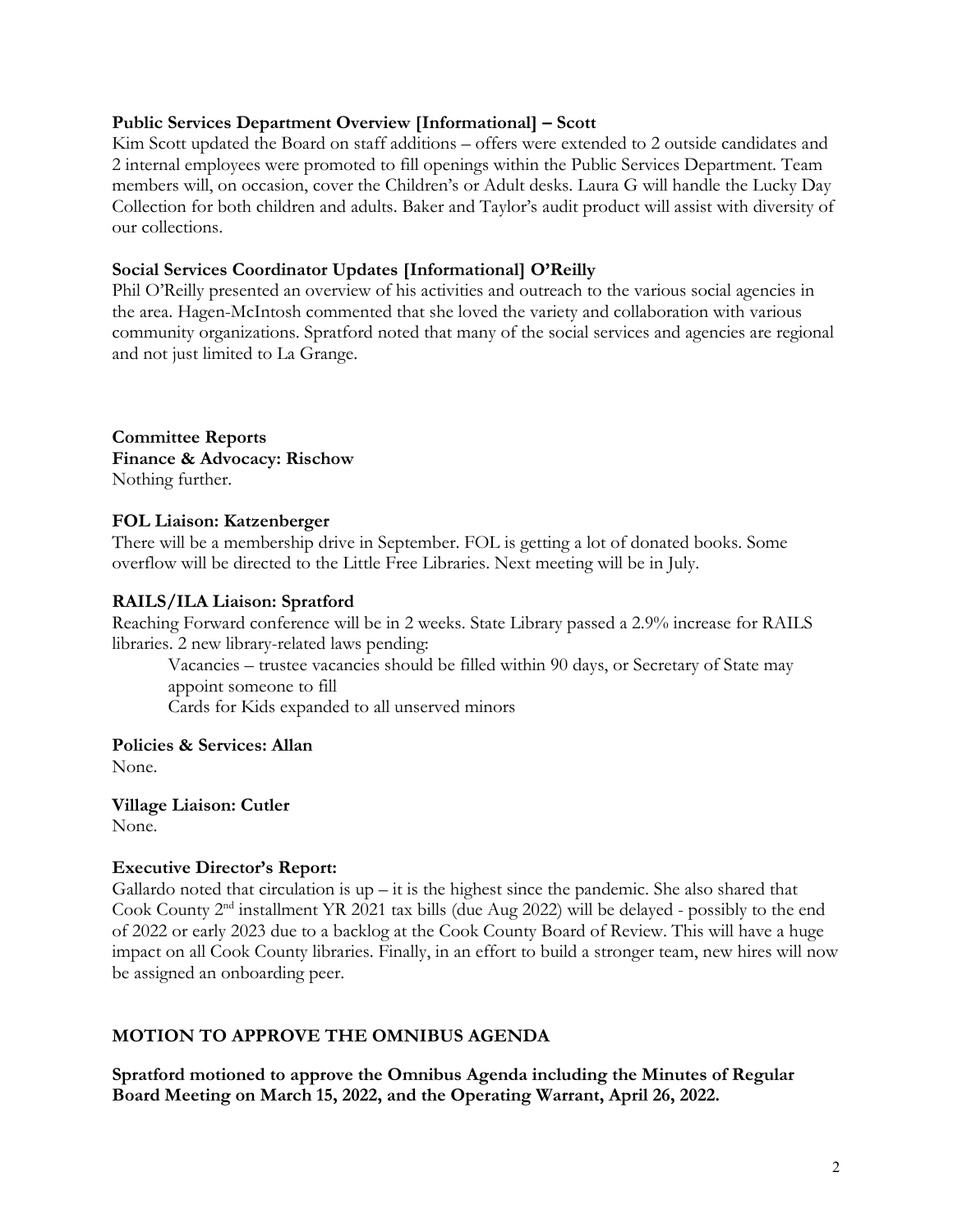**Public Services Department Overview [Informational] – Scott**

Kim Scott updated the Board on staff additions – offers were extended to 2 outside candidates and 2 internal employees were promoted to fill openings within the Public Services Department. Team members will, on occasion, cover the Children's or Adult desks. Laura G will handle the Lucky Day Collection for both children and adults. Baker and Taylor's audit product will assist with diversity of our collections.

**Social Services Coordinator Updates [Informational] O'Reilly**

Phil O'Reilly presented an overview of his activities and outreach to the various social agencies in the area. Hagen-McIntosh commented that she loved the variety and collaboration with various community organizations. Spratford noted that many of the social services and agencies are regional and not just limited to La Grange.

**Committee Reports**

**Finance & Advocacy: Rischow**

Nothing further.

**FOL Liaison: Katzenberger**

There will be a membership drive in September. FOL is getting a lot of donated books. Some overflow will be directed to the Little Free Libraries. Next meeting will be in July.

**RAILS/ILA Liaison: Spratford**

Reaching Forward conference will be in 2 weeks. State Library passed a 2.9% increase for RAILS libraries. 2 new library-related laws pending:

Vacancies – trustee vacancies should be filled within 90 days, or Secretary of State may appoint someone to fill

Cards for Kids expanded to all unserved minors

**Policies & Services: Allan**

None.

**Village Liaison: Cutler**

None.

**Executive Director's Report:**

Gallardo noted that circulation is up – it is the highest since the pandemic. She also shared that Cook County 2nd installment YR 2021 tax bills (due Aug 2022) will be delayed - possibly to the end of 2022 or early 2023 due to a backlog at the Cook County Board of Review. This will have a huge impact on all Cook County libraries. Finally, in an effort to build a stronger team, new hires will now be assigned an onboarding peer.

**MOTION TO APPROVE THE OMNIBUS AGENDA**

**Spratford motioned to approve the Omnibus Agenda including the Minutes of Regular Board Meeting on March 15, 2022, and the Operating Warrant, April 26, 2022.**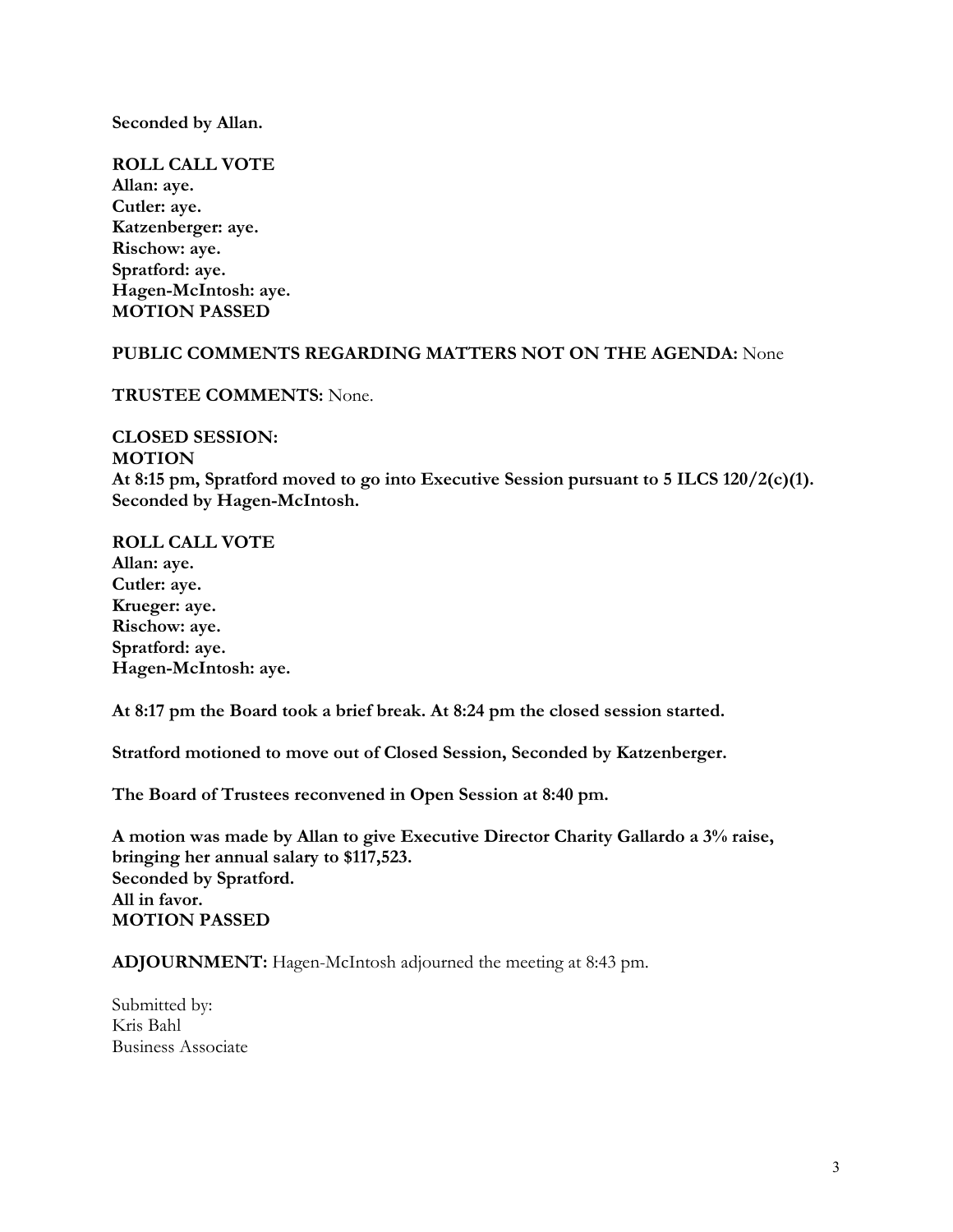**Seconded by Allan.**

**ROLL CALL VOTE**
**Allan: aye.**
**Cutler: aye.**
**Katzenberger: aye.**
**Rischow: aye.**
**Spratford: aye.**
**Hagen-McIntosh: aye.**
**MOTION PASSED**

**PUBLIC COMMENTS REGARDING MATTERS NOT ON THE AGENDA:** None

**TRUSTEE COMMENTS:** None.

**CLOSED SESSION:**
**MOTION**
**At 8:15 pm, Spratford moved to go into Executive Session pursuant to 5 ILCS 120/2(c)(1). Seconded by Hagen-McIntosh.**

**ROLL CALL VOTE**
**Allan: aye.**
**Cutler: aye.**
**Krueger: aye.**
**Rischow: aye.**
**Spratford: aye.**
**Hagen-McIntosh: aye.**

**At 8:17 pm the Board took a brief break. At 8:24 pm the closed session started.**

**Stratford motioned to move out of Closed Session, Seconded by Katzenberger.**

**The Board of Trustees reconvened in Open Session at 8:40 pm.**

**A motion was made by Allan to give Executive Director Charity Gallardo a 3% raise, bringing her annual salary to $117,523.**
**Seconded by Spratford.**
**All in favor.**
**MOTION PASSED**

**ADJOURNMENT:** Hagen-McIntosh adjourned the meeting at 8:43 pm.

Submitted by:
Kris Bahl
Business Associate